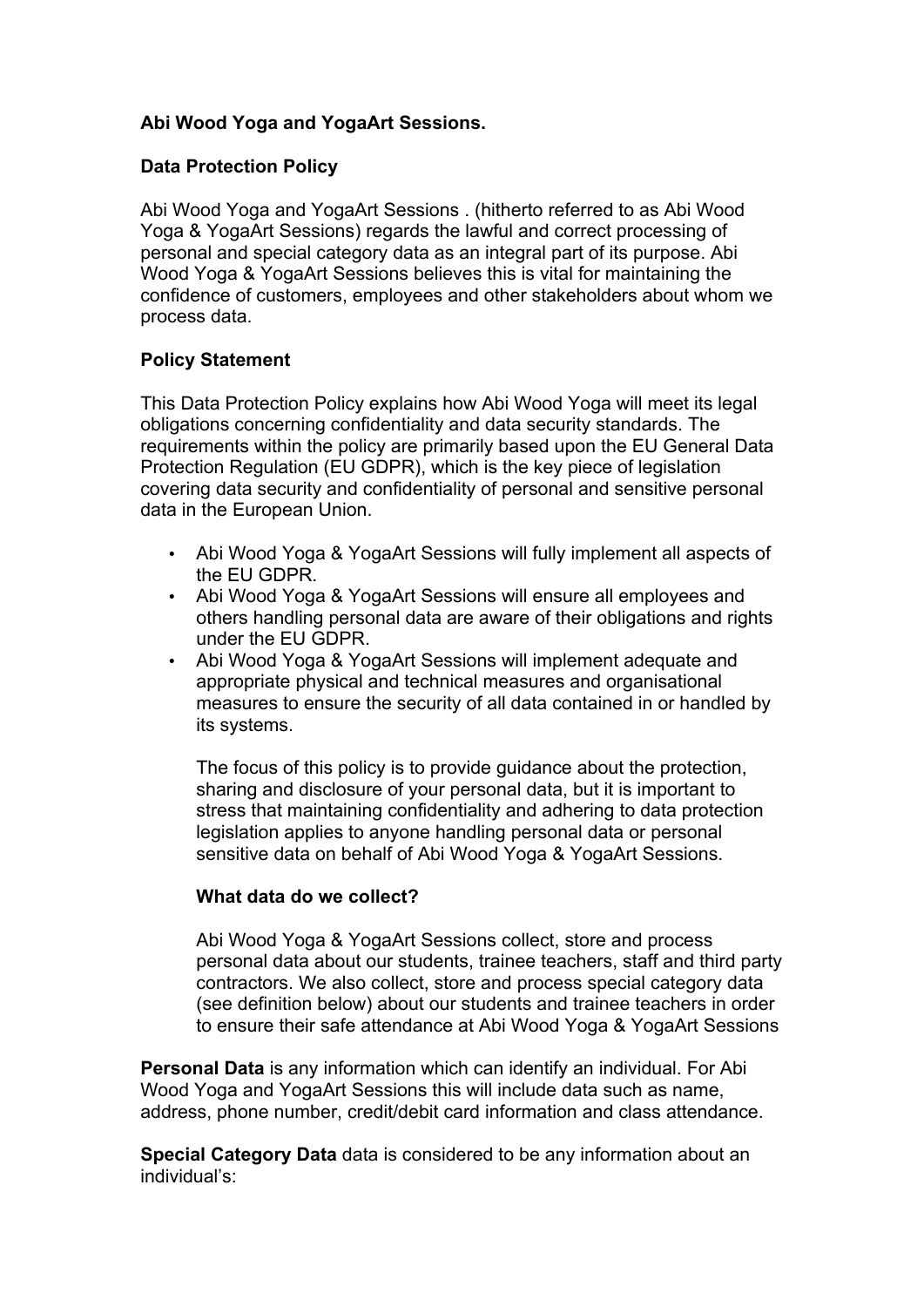**Abi Wood Yoga and YogaArt Sessions.**

**Data Protection Policy**

Abi Wood Yoga and YogaArt Sessions . (hitherto referred to as Abi Wood Yoga & YogaArt Sessions) regards the lawful and correct processing of personal and special category data as an integral part of its purpose. Abi Wood Yoga & YogaArt Sessions believes this is vital for maintaining the confidence of customers, employees and other stakeholders about whom we process data.

**Policy Statement**

This Data Protection Policy explains how Abi Wood Yoga will meet its legal obligations concerning confidentiality and data security standards. The requirements within the policy are primarily based upon the EU General Data Protection Regulation (EU GDPR), which is the key piece of legislation covering data security and confidentiality of personal and sensitive personal data in the European Union.

- Abi Wood Yoga & YogaArt Sessions will fully implement all aspects of the EU GDPR.
- Abi Wood Yoga & YogaArt Sessions will ensure all employees and others handling personal data are aware of their obligations and rights under the EU GDPR.
- Abi Wood Yoga & YogaArt Sessions will implement adequate and appropriate physical and technical measures and organisational measures to ensure the security of all data contained in or handled by its systems.

The focus of this policy is to provide guidance about the protection, sharing and disclosure of your personal data, but it is important to stress that maintaining confidentiality and adhering to data protection legislation applies to anyone handling personal data or personal sensitive data on behalf of Abi Wood Yoga & YogaArt Sessions.

**What data do we collect?**

Abi Wood Yoga & YogaArt Sessions collect, store and process personal data about our students, trainee teachers, staff and third party contractors. We also collect, store and process special category data (see definition below) about our students and trainee teachers in order to ensure their safe attendance at Abi Wood Yoga & YogaArt Sessions

**Personal Data** is any information which can identify an individual. For Abi Wood Yoga and YogaArt Sessions this will include data such as name, address, phone number, credit/debit card information and class attendance.

**Special Category Data** data is considered to be any information about an individual's: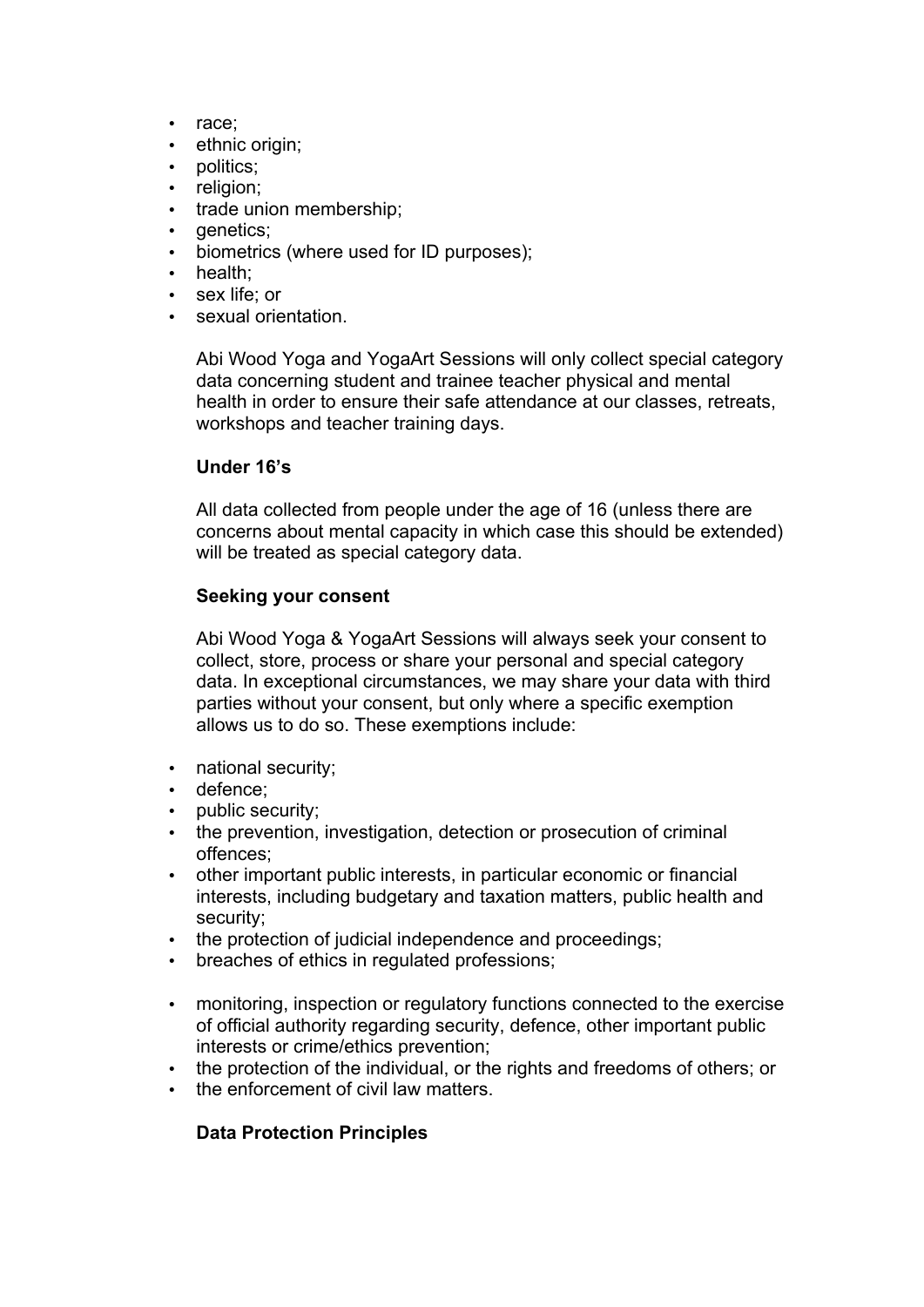- race;
- ethnic origin;
- politics;
- religion;
- trade union membership;
- genetics;
- biometrics (where used for ID purposes);
- health;
- sex life; or
- sexual orientation.

Abi Wood Yoga and YogaArt Sessions will only collect special category data concerning student and trainee teacher physical and mental health in order to ensure their safe attendance at our classes, retreats, workshops and teacher training days.

**Under 16's**

All data collected from people under the age of 16 (unless there are concerns about mental capacity in which case this should be extended) will be treated as special category data.

**Seeking your consent**

Abi Wood Yoga & YogaArt Sessions will always seek your consent to collect, store, process or share your personal and special category data. In exceptional circumstances, we may share your data with third parties without your consent, but only where a specific exemption allows us to do so. These exemptions include:

- national security;
- defence;
- public security;
- the prevention, investigation, detection or prosecution of criminal offences;
- other important public interests, in particular economic or financial interests, including budgetary and taxation matters, public health and security;
- the protection of judicial independence and proceedings;
- breaches of ethics in regulated professions;
- monitoring, inspection or regulatory functions connected to the exercise of official authority regarding security, defence, other important public interests or crime/ethics prevention;
- the protection of the individual, or the rights and freedoms of others; or
- the enforcement of civil law matters.

**Data Protection Principles**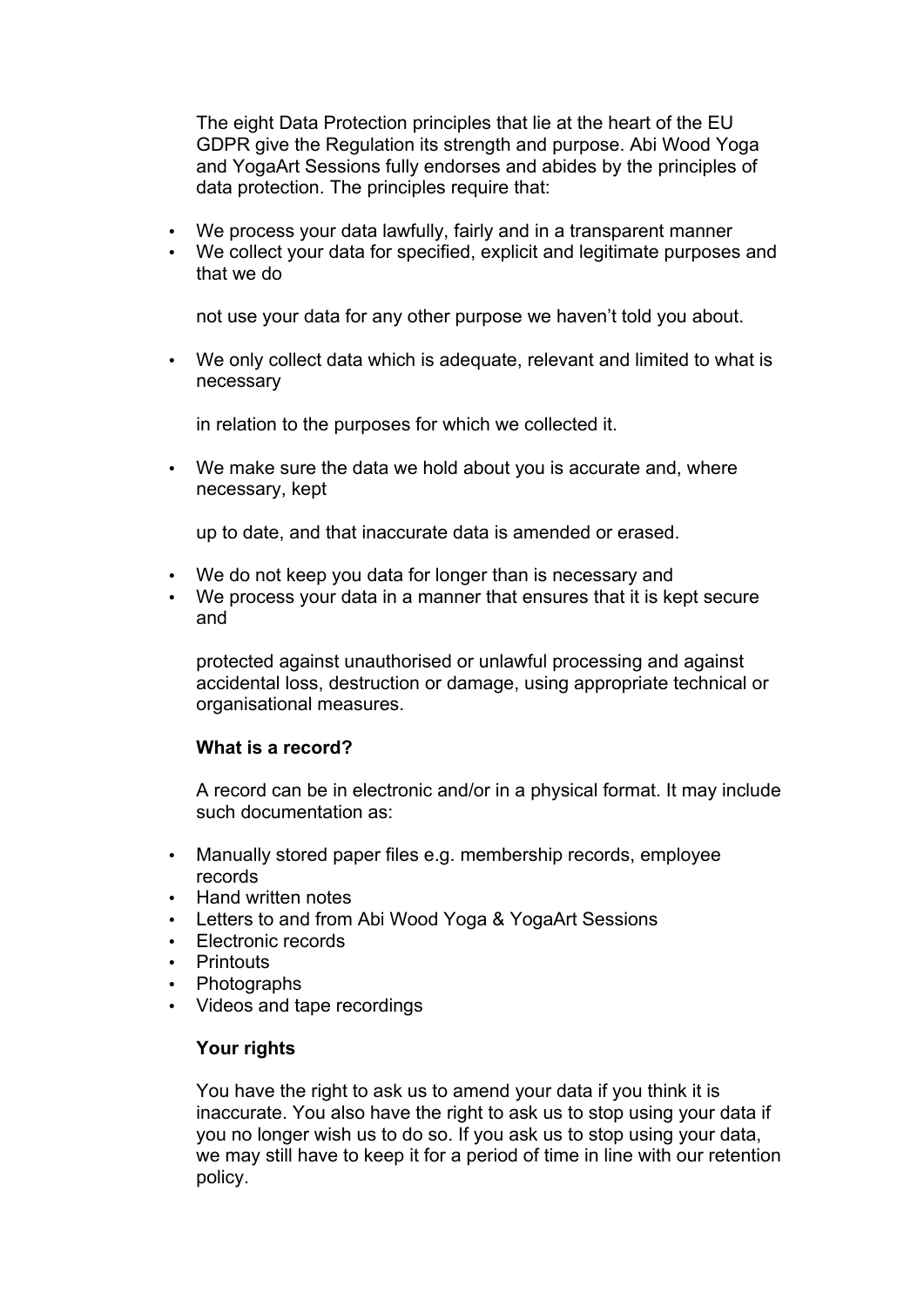The eight Data Protection principles that lie at the heart of the EU GDPR give the Regulation its strength and purpose. Abi Wood Yoga and YogaArt Sessions fully endorses and abides by the principles of data protection. The principles require that:

- We process your data lawfully, fairly and in a transparent manner
- We collect your data for specified, explicit and legitimate purposes and that we do

  not use your data for any other purpose we haven't told you about.

- We only collect data which is adequate, relevant and limited to what is necessary

  in relation to the purposes for which we collected it.

- We make sure the data we hold about you is accurate and, where necessary, kept

  up to date, and that inaccurate data is amended or erased.

- We do not keep you data for longer than is necessary and
- We process your data in a manner that ensures that it is kept secure and

  protected against unauthorised or unlawful processing and against accidental loss, destruction or damage, using appropriate technical or organisational measures.

**What is a record?**

A record can be in electronic and/or in a physical format. It may include such documentation as:

- Manually stored paper files e.g. membership records, employee records
- Hand written notes
- Letters to and from Abi Wood Yoga & YogaArt Sessions
- Electronic records
- Printouts
- Photographs
- Videos and tape recordings

**Your rights**

You have the right to ask us to amend your data if you think it is inaccurate. You also have the right to ask us to stop using your data if you no longer wish us to do so. If you ask us to stop using your data, we may still have to keep it for a period of time in line with our retention policy.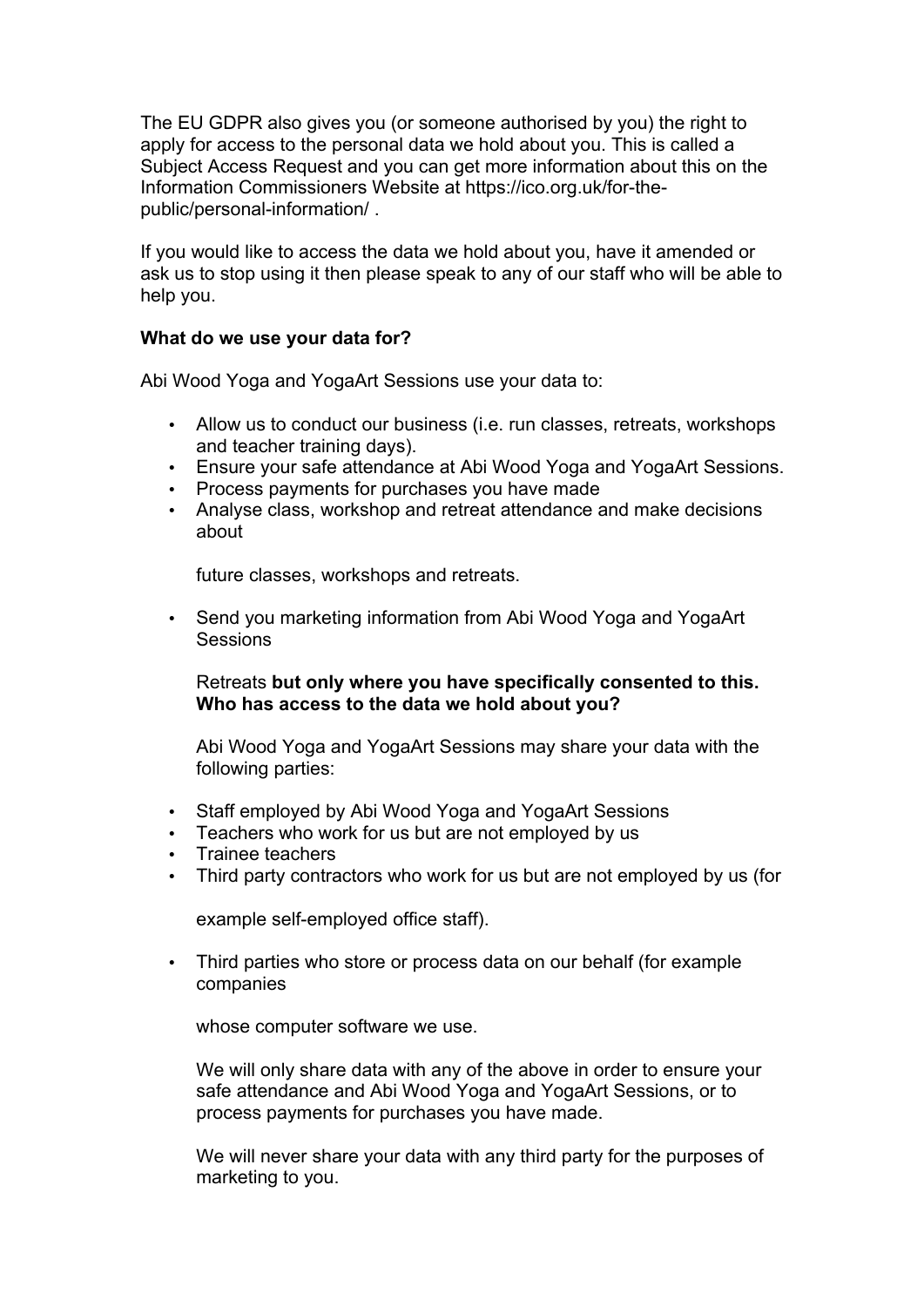The EU GDPR also gives you (or someone authorised by you) the right to apply for access to the personal data we hold about you. This is called a Subject Access Request and you can get more information about this on the Information Commissioners Website at https://ico.org.uk/for-the-public/personal-information/ .

If you would like to access the data we hold about you, have it amended or ask us to stop using it then please speak to any of our staff who will be able to help you.

**What do we use your data for?**

Abi Wood Yoga and YogaArt Sessions use your data to:

- Allow us to conduct our business (i.e. run classes, retreats, workshops and teacher training days).
- Ensure your safe attendance at Abi Wood Yoga and YogaArt Sessions.
- Process payments for purchases you have made
- Analyse class, workshop and retreat attendance and make decisions about

  future classes, workshops and retreats.

- Send you marketing information from Abi Wood Yoga and YogaArt Sessions

  Retreats **but only where you have specifically consented to this.**
  **Who has access to the data we hold about you?**

  Abi Wood Yoga and YogaArt Sessions may share your data with the following parties:

- Staff employed by Abi Wood Yoga and YogaArt Sessions
- Teachers who work for us but are not employed by us
- Trainee teachers
- Third party contractors who work for us but are not employed by us (for

  example self-employed office staff).

- Third parties who store or process data on our behalf (for example companies

  whose computer software we use.

  We will only share data with any of the above in order to ensure your safe attendance and Abi Wood Yoga and YogaArt Sessions, or to process payments for purchases you have made.

  We will never share your data with any third party for the purposes of marketing to you.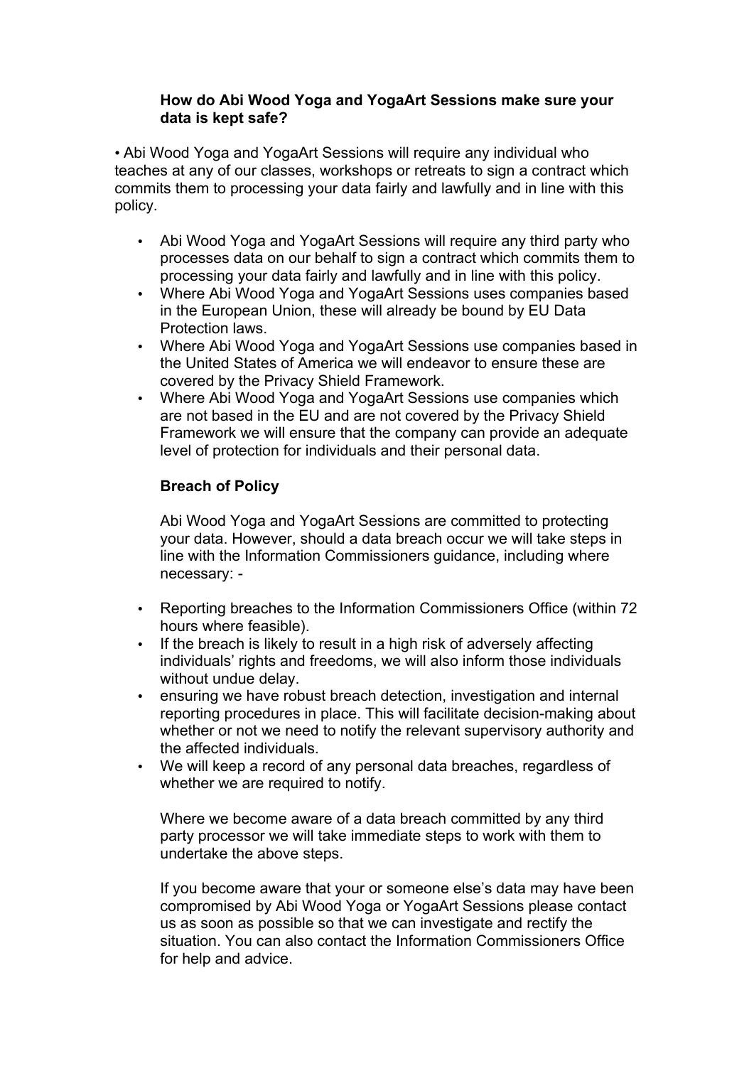### How do Abi Wood Yoga and YogaArt Sessions make sure your data is kept safe?

- Abi Wood Yoga and YogaArt Sessions will require any individual who teaches at any of our classes, workshops or retreats to sign a contract which commits them to processing your data fairly and lawfully and in line with this policy.

- Abi Wood Yoga and YogaArt Sessions will require any third party who processes data on our behalf to sign a contract which commits them to processing your data fairly and lawfully and in line with this policy.
- Where Abi Wood Yoga and YogaArt Sessions uses companies based in the European Union, these will already be bound by EU Data Protection laws.
- Where Abi Wood Yoga and YogaArt Sessions use companies based in the United States of America we will endeavor to ensure these are covered by the Privacy Shield Framework.
- Where Abi Wood Yoga and YogaArt Sessions use companies which are not based in the EU and are not covered by the Privacy Shield Framework we will ensure that the company can provide an adequate level of protection for individuals and their personal data.

### Breach of Policy

Abi Wood Yoga and YogaArt Sessions are committed to protecting your data. However, should a data breach occur we will take steps in line with the Information Commissioners guidance, including where necessary: -

- Reporting breaches to the Information Commissioners Office (within 72 hours where feasible).
- If the breach is likely to result in a high risk of adversely affecting individuals' rights and freedoms, we will also inform those individuals without undue delay.
- ensuring we have robust breach detection, investigation and internal reporting procedures in place. This will facilitate decision-making about whether or not we need to notify the relevant supervisory authority and the affected individuals.
- We will keep a record of any personal data breaches, regardless of whether we are required to notify.

Where we become aware of a data breach committed by any third party processor we will take immediate steps to work with them to undertake the above steps.

If you become aware that your or someone else's data may have been compromised by Abi Wood Yoga or YogaArt Sessions please contact us as soon as possible so that we can investigate and rectify the situation. You can also contact the Information Commissioners Office for help and advice.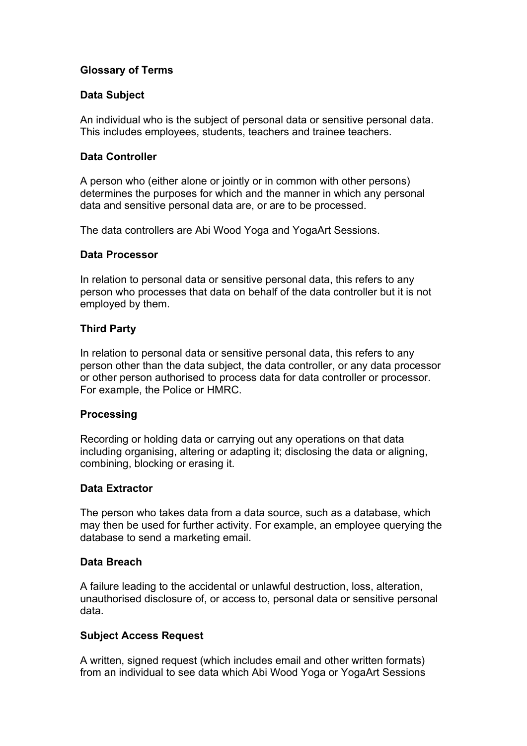## Glossary of Terms

### Data Subject

An individual who is the subject of personal data or sensitive personal data. This includes employees, students, teachers and trainee teachers.

### Data Controller

A person who (either alone or jointly or in common with other persons) determines the purposes for which and the manner in which any personal data and sensitive personal data are, or are to be processed.

The data controllers are Abi Wood Yoga and YogaArt Sessions.

### Data Processor

In relation to personal data or sensitive personal data, this refers to any person who processes that data on behalf of the data controller but it is not employed by them.

### Third Party

In relation to personal data or sensitive personal data, this refers to any person other than the data subject, the data controller, or any data processor or other person authorised to process data for data controller or processor. For example, the Police or HMRC.

### Processing

Recording or holding data or carrying out any operations on that data including organising, altering or adapting it; disclosing the data or aligning, combining, blocking or erasing it.

### Data Extractor

The person who takes data from a data source, such as a database, which may then be used for further activity. For example, an employee querying the database to send a marketing email.

### Data Breach

A failure leading to the accidental or unlawful destruction, loss, alteration, unauthorised disclosure of, or access to, personal data or sensitive personal data.

### Subject Access Request

A written, signed request (which includes email and other written formats) from an individual to see data which Abi Wood Yoga or YogaArt Sessions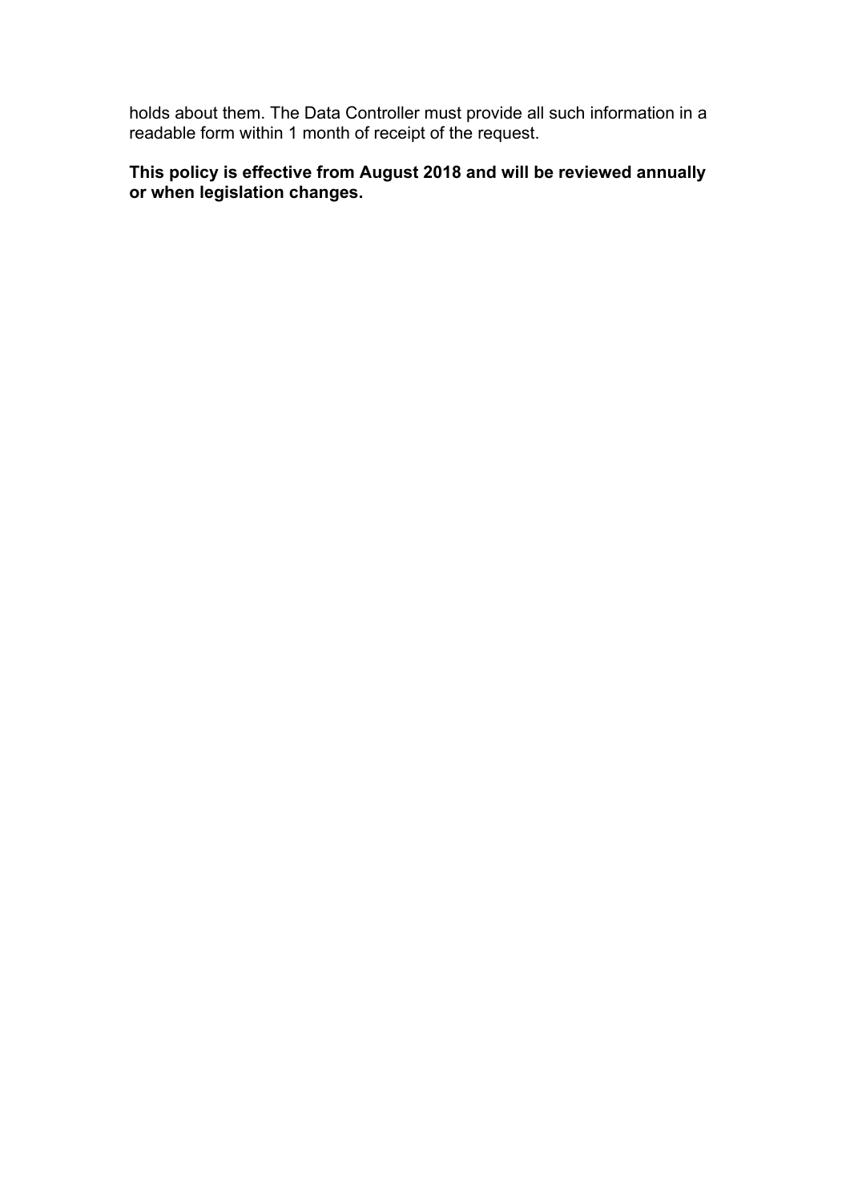holds about them. The Data Controller must provide all such information in a readable form within 1 month of receipt of the request.

**This policy is effective from August 2018 and will be reviewed annually or when legislation changes.**